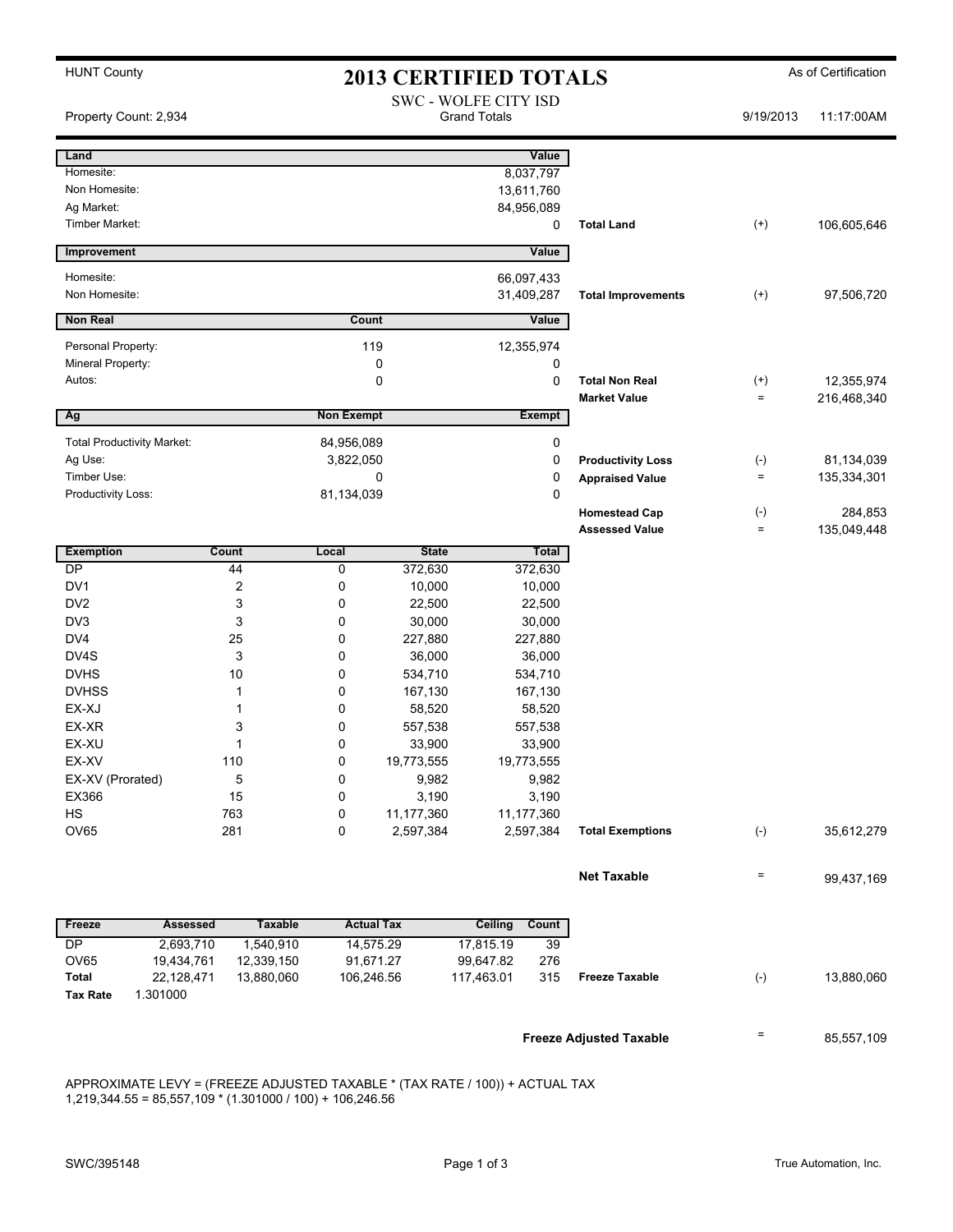HUNT County

# 2013 CERTIFIED TOTALS

As of Certification

SWC - WOLFE CITY ISD
Grand Totals

Property Count: 2,934

9/19/2013 11:17:00AM

| Land | Value | | | |
|---|---|---|---|---|
| Homesite: | 8,037,797 | | | |
| Non Homesite: | 13,611,760 | | | |
| Ag Market: | 84,956,089 | | | |
| Timber Market: | 0 | Total Land | (+) | 106,605,646 |

| Improvement | Value | | | |
|---|---|---|---|---|
| Homesite: | 66,097,433 | | | |
| Non Homesite: | 31,409,287 | Total Improvements | (+) | 97,506,720 |

| Non Real | Count | Value | | | |
|---|---|---|---|---|---|
| Personal Property: | 119 | 12,355,974 | | | |
| Mineral Property: | 0 | 0 | | | |
| Autos: | 0 | 0 | Total Non Real | (+) | 12,355,974 |
| | | | Market Value | = | 216,468,340 |

| Ag | Non Exempt | Exempt | | | |
|---|---|---|---|---|---|
| Total Productivity Market: | 84,956,089 | 0 | | | |
| Ag Use: | 3,822,050 | 0 | Productivity Loss | (-) | 81,134,039 |
| Timber Use: | 0 | 0 | Appraised Value | = | 135,334,301 |
| Productivity Loss: | 81,134,039 | 0 | | | |
| | | | Homestead Cap | (-) | 284,853 |
| | | | Assessed Value | = | 135,049,448 |

| Exemption | Count | Local | State | Total | | | |
|---|---|---|---|---|---|---|---|
| DP | 44 | 0 | 372,630 | 372,630 | | | |
| DV1 | 2 | 0 | 10,000 | 10,000 | | | |
| DV2 | 3 | 0 | 22,500 | 22,500 | | | |
| DV3 | 3 | 0 | 30,000 | 30,000 | | | |
| DV4 | 25 | 0 | 227,880 | 227,880 | | | |
| DV4S | 3 | 0 | 36,000 | 36,000 | | | |
| DVHS | 10 | 0 | 534,710 | 534,710 | | | |
| DVHSS | 1 | 0 | 167,130 | 167,130 | | | |
| EX-XJ | 1 | 0 | 58,520 | 58,520 | | | |
| EX-XR | 3 | 0 | 557,538 | 557,538 | | | |
| EX-XU | 1 | 0 | 33,900 | 33,900 | | | |
| EX-XV | 110 | 0 | 19,773,555 | 19,773,555 | | | |
| EX-XV (Prorated) | 5 | 0 | 9,982 | 9,982 | | | |
| EX366 | 15 | 0 | 3,190 | 3,190 | | | |
| HS | 763 | 0 | 11,177,360 | 11,177,360 | | | |
| OV65 | 281 | 0 | 2,597,384 | 2,597,384 | Total Exemptions | (-) | 35,612,279 |

| | | |
|---|---|---|
| Net Taxable | = | 99,437,169 |

| Freeze | Assessed | Taxable | Actual Tax | Ceiling | Count | | | |
|---|---|---|---|---|---|---|---|---|
| DP | 2,693,710 | 1,540,910 | 14,575.29 | 17,815.19 | 39 | | | |
| OV65 | 19,434,761 | 12,339,150 | 91,671.27 | 99,647.82 | 276 | | | |
| Total | 22,128,471 | 13,880,060 | 106,246.56 | 117,463.01 | 315 | Freeze Taxable | (-) | 13,880,060 |
| Tax Rate | 1.301000 | | | | | | | |

| | | |
|---|---|---|
| Freeze Adjusted Taxable | = | 85,557,109 |

APPROXIMATE LEVY = (FREEZE ADJUSTED TAXABLE * (TAX RATE / 100)) + ACTUAL TAX
1,219,344.55 = 85,557,109 * (1.301000 / 100) + 106,246.56

SWC/395148

True Automation, Inc.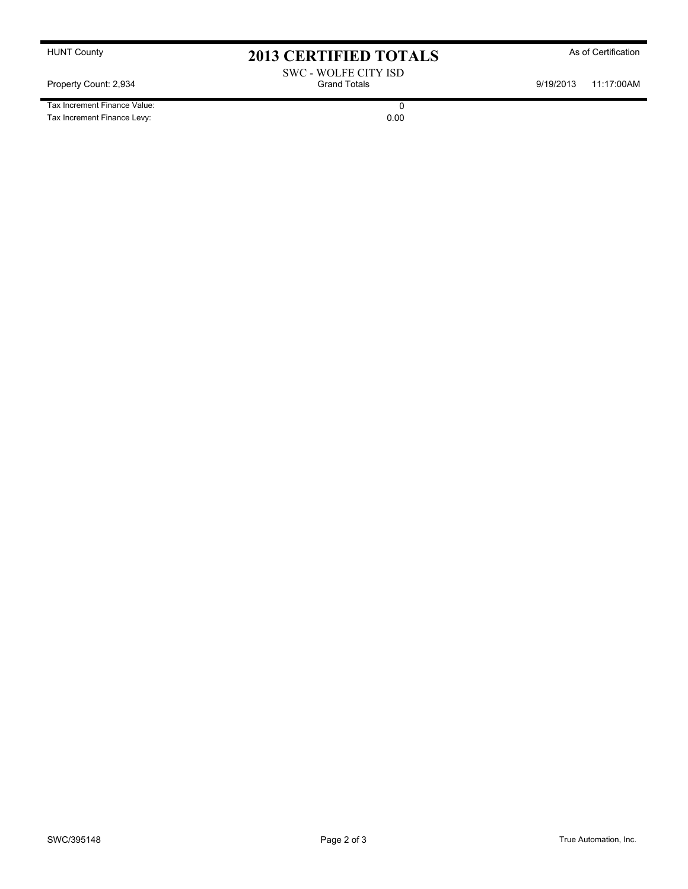# 2013 CERTIFIED TOTALS

HUNT County — As of Certification

SWC - WOLFE CITY ISD

Grand Totals

Property Count: 2,934 — 9/19/2013 11:17:00AM

| | |
|---|---|
| Tax Increment Finance Value: | 0 |
| Tax Increment Finance Levy: | 0.00 |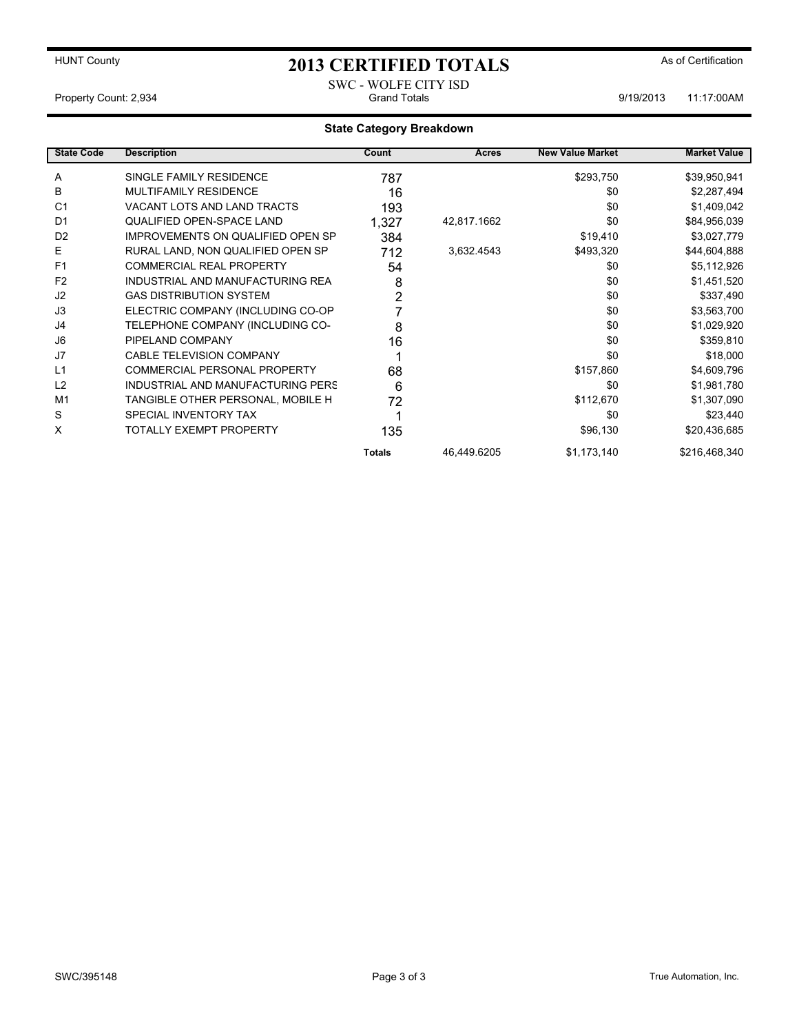HUNT County

# 2013 CERTIFIED TOTALS

As of Certification

SWC - WOLFE CITY ISD
Grand Totals

Property Count: 2,934

9/19/2013 11:17:00AM

## State Category Breakdown

| State Code | Description | Count | Acres | New Value Market | Market Value |
|---|---|---|---|---|---|
| A | SINGLE FAMILY RESIDENCE | 787 | | $293,750 | $39,950,941 |
| B | MULTIFAMILY RESIDENCE | 16 | | $0 | $2,287,494 |
| C1 | VACANT LOTS AND LAND TRACTS | 193 | | $0 | $1,409,042 |
| D1 | QUALIFIED OPEN-SPACE LAND | 1,327 | 42,817.1662 | $0 | $84,956,039 |
| D2 | IMPROVEMENTS ON QUALIFIED OPEN SP | 384 | | $19,410 | $3,027,779 |
| E | RURAL LAND, NON QUALIFIED OPEN SP | 712 | 3,632.4543 | $493,320 | $44,604,888 |
| F1 | COMMERCIAL REAL PROPERTY | 54 | | $0 | $5,112,926 |
| F2 | INDUSTRIAL AND MANUFACTURING REA | 8 | | $0 | $1,451,520 |
| J2 | GAS DISTRIBUTION SYSTEM | 2 | | $0 | $337,490 |
| J3 | ELECTRIC COMPANY (INCLUDING CO-OP | 7 | | $0 | $3,563,700 |
| J4 | TELEPHONE COMPANY (INCLUDING CO- | 8 | | $0 | $1,029,920 |
| J6 | PIPELAND COMPANY | 16 | | $0 | $359,810 |
| J7 | CABLE TELEVISION COMPANY | 1 | | $0 | $18,000 |
| L1 | COMMERCIAL PERSONAL PROPERTY | 68 | | $157,860 | $4,609,796 |
| L2 | INDUSTRIAL AND MANUFACTURING PERS | 6 | | $0 | $1,981,780 |
| M1 | TANGIBLE OTHER PERSONAL, MOBILE H | 72 | | $112,670 | $1,307,090 |
| S | SPECIAL INVENTORY TAX | 1 | | $0 | $23,440 |
| X | TOTALLY EXEMPT PROPERTY | 135 | | $96,130 | $20,436,685 |
| | | **Totals** | 46,449.6205 | $1,173,140 | $216,468,340 |

SWC/395148

True Automation, Inc.